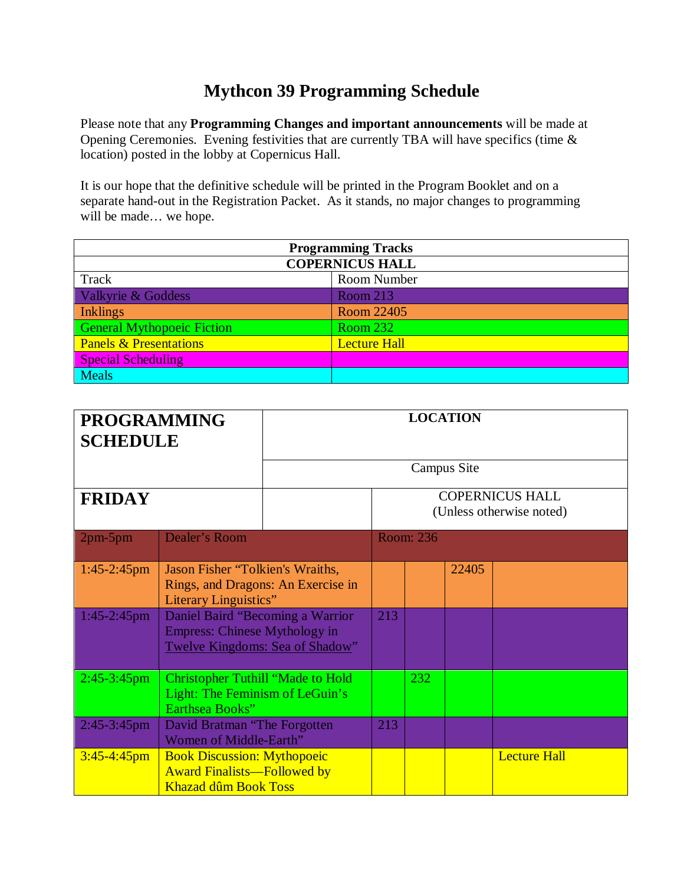# Mythcon 39 Programming Schedule

Please note that any **Programming Changes and important announcements** will be made at Opening Ceremonies. Evening festivities that are currently TBA will have specifics (time & location) posted in the lobby at Copernicus Hall.

It is our hope that the definitive schedule will be printed in the Program Booklet and on a separate hand-out in the Registration Packet. As it stands, no major changes to programming will be made… we hope.

| **Programming Tracks** | |
|---|---|
| **COPERNICUS HALL** | |
| Track | Room Number |
| Valkyrie & Goddess | Room 213 |
| Inklings | Room 22405 |
| General Mythopoeic Fiction | Room 232 |
| Panels & Presentations | Lecture Hall |
| Special Scheduling | |
| Meals | |

| **PROGRAMMING SCHEDULE** | | **LOCATION** | | | |
|---|---|---|---|---|---|
| | | Campus Site | | | |
| **FRIDAY** | | COPERNICUS HALL (Unless otherwise noted) | | | |
| 2pm-5pm | Dealer's Room | Room: 236 | | | |
| 1:45-2:45pm | Jason Fisher "Tolkien's Wraiths, Rings, and Dragons: An Exercise in Literary Linguistics" | | | 22405 | |
| 1:45-2:45pm | Daniel Baird "Becoming a Warrior Empress: Chinese Mythology in Twelve Kingdoms: Sea of Shadow" | 213 | | | |
| 2:45-3:45pm | Christopher Tuthill "Made to Hold Light: The Feminism of LeGuin's Earthsea Books" | | 232 | | |
| 2:45-3:45pm | David Bratman "The Forgotten Women of Middle-Earth" | 213 | | | |
| 3:45-4:45pm | Book Discussion: Mythopoeic Award Finalists—Followed by Khazad dûm Book Toss | | | | Lecture Hall |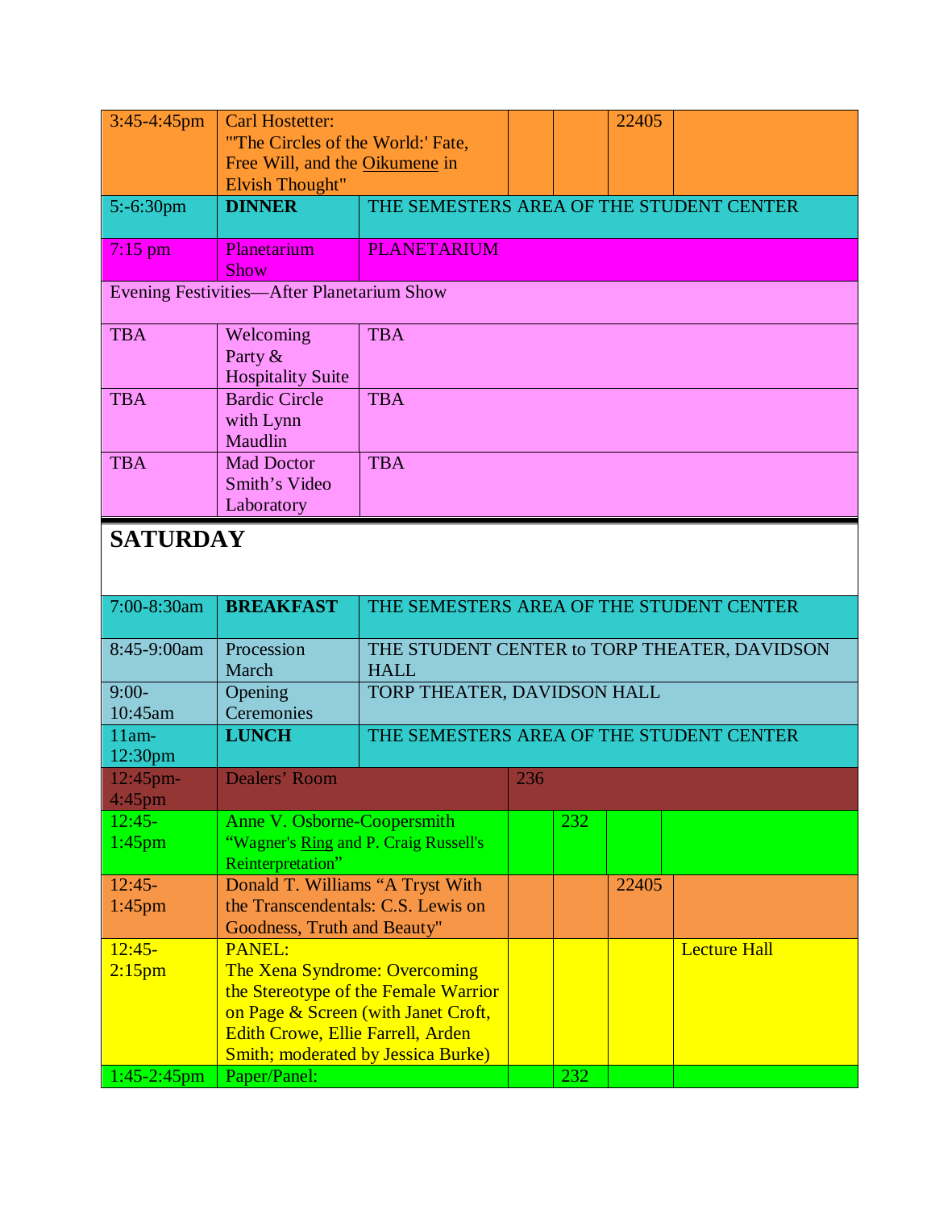| | | | | | |
|---|---|---|---|---|---|
| 3:45-4:45pm | Carl Hostetter: "'The Circles of the World:' Fate, Free Will, and the Oikumene in Elvish Thought" | | | 22405 | |
| 5:-6:30pm | **DINNER** | THE SEMESTERS AREA OF THE STUDENT CENTER | | | |
| 7:15 pm | Planetarium Show | PLANETARIUM | | | |
| Evening Festivities—After Planetarium Show | | | | | |
| TBA | Welcoming Party & Hospitality Suite | TBA | | | |
| TBA | Bardic Circle with Lynn Maudlin | TBA | | | |
| TBA | Mad Doctor Smith's Video Laboratory | TBA | | | |

## SATURDAY

| | | | | | |
|---|---|---|---|---|---|
| 7:00-8:30am | **BREAKFAST** | THE SEMESTERS AREA OF THE STUDENT CENTER | | | |
| 8:45-9:00am | Procession March | THE STUDENT CENTER to TORP THEATER, DAVIDSON HALL | | | |
| 9:00-10:45am | Opening Ceremonies | TORP THEATER, DAVIDSON HALL | | | |
| 11am-12:30pm | **LUNCH** | THE SEMESTERS AREA OF THE STUDENT CENTER | | | |
| 12:45pm-4:45pm | Dealers' Room | 236 | | | |
| 12:45-1:45pm | Anne V. Osborne-Coopersmith "Wagner's Ring and P. Craig Russell's Reinterpretation" | | 232 | | |
| 12:45-1:45pm | Donald T. Williams "A Tryst With the Transcendentals: C.S. Lewis on Goodness, Truth and Beauty" | | | 22405 | |
| 12:45-2:15pm | PANEL: The Xena Syndrome: Overcoming the Stereotype of the Female Warrior on Page & Screen (with Janet Croft, Edith Crowe, Ellie Farrell, Arden Smith; moderated by Jessica Burke) | | | | Lecture Hall |
| 1:45-2:45pm | Paper/Panel: | | 232 | | |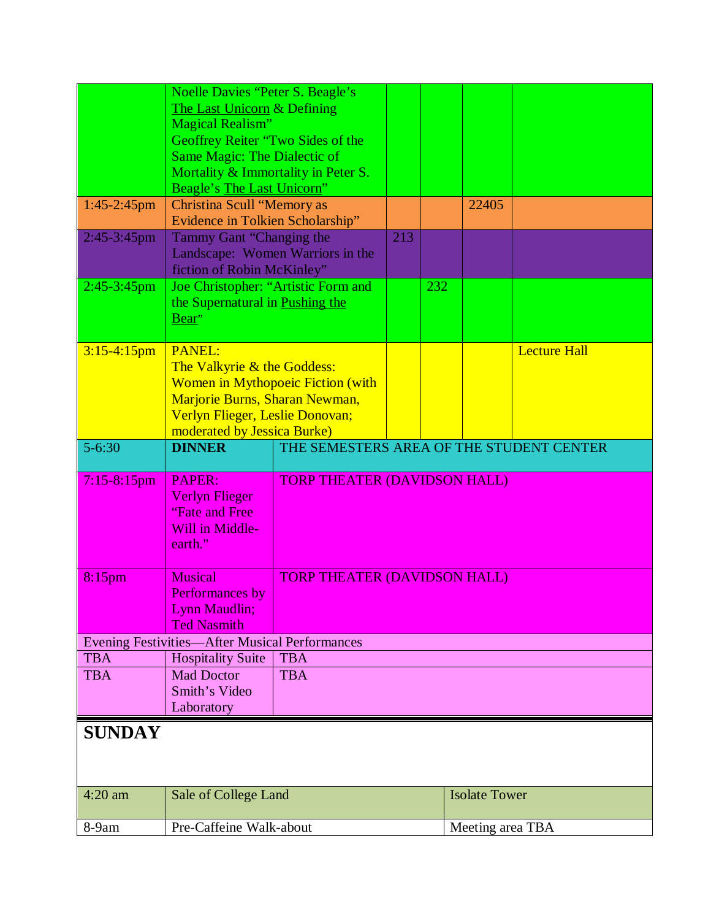| | | | | | |
|---|---|---|---|---|---|
| | Noelle Davies "Peter S. Beagle's The Last Unicorn & Defining Magical Realism" Geoffrey Reiter "Two Sides of the Same Magic: The Dialectic of Mortality & Immortality in Peter S. Beagle's The Last Unicorn" | | | | |
| 1:45-2:45pm | Christina Scull "Memory as Evidence in Tolkien Scholarship" | | | 22405 | |
| 2:45-3:45pm | Tammy Gant "Changing the Landscape: Women Warriors in the fiction of Robin McKinley" | 213 | | | |
| 2:45-3:45pm | Joe Christopher: "Artistic Form and the Supernatural in Pushing the Bear" | | 232 | | |
| 3:15-4:15pm | PANEL: The Valkyrie & the Goddess: Women in Mythopoeic Fiction (with Marjorie Burns, Sharan Newman, Verlyn Flieger, Leslie Donovan; moderated by Jessica Burke) | | | | Lecture Hall |
| 5-6:30 | **DINNER** | THE SEMESTERS AREA OF THE STUDENT CENTER | | | |
| 7:15-8:15pm | PAPER: Verlyn Flieger "Fate and Free Will in Middle-earth." | TORP THEATER (DAVIDSON HALL) | | | |
| 8:15pm | Musical Performances by Lynn Maudlin; Ted Nasmith | TORP THEATER (DAVIDSON HALL) | | | |
| Evening Festivities—After Musical Performances | | | | | |
| TBA | Hospitality Suite | TBA | | | |
| TBA | Mad Doctor Smith's Video Laboratory | TBA | | | |

## SUNDAY

| | | |
|---|---|---|
| 4:20 am | Sale of College Land | Isolate Tower |
| 8-9am | Pre-Caffeine Walk-about | Meeting area TBA |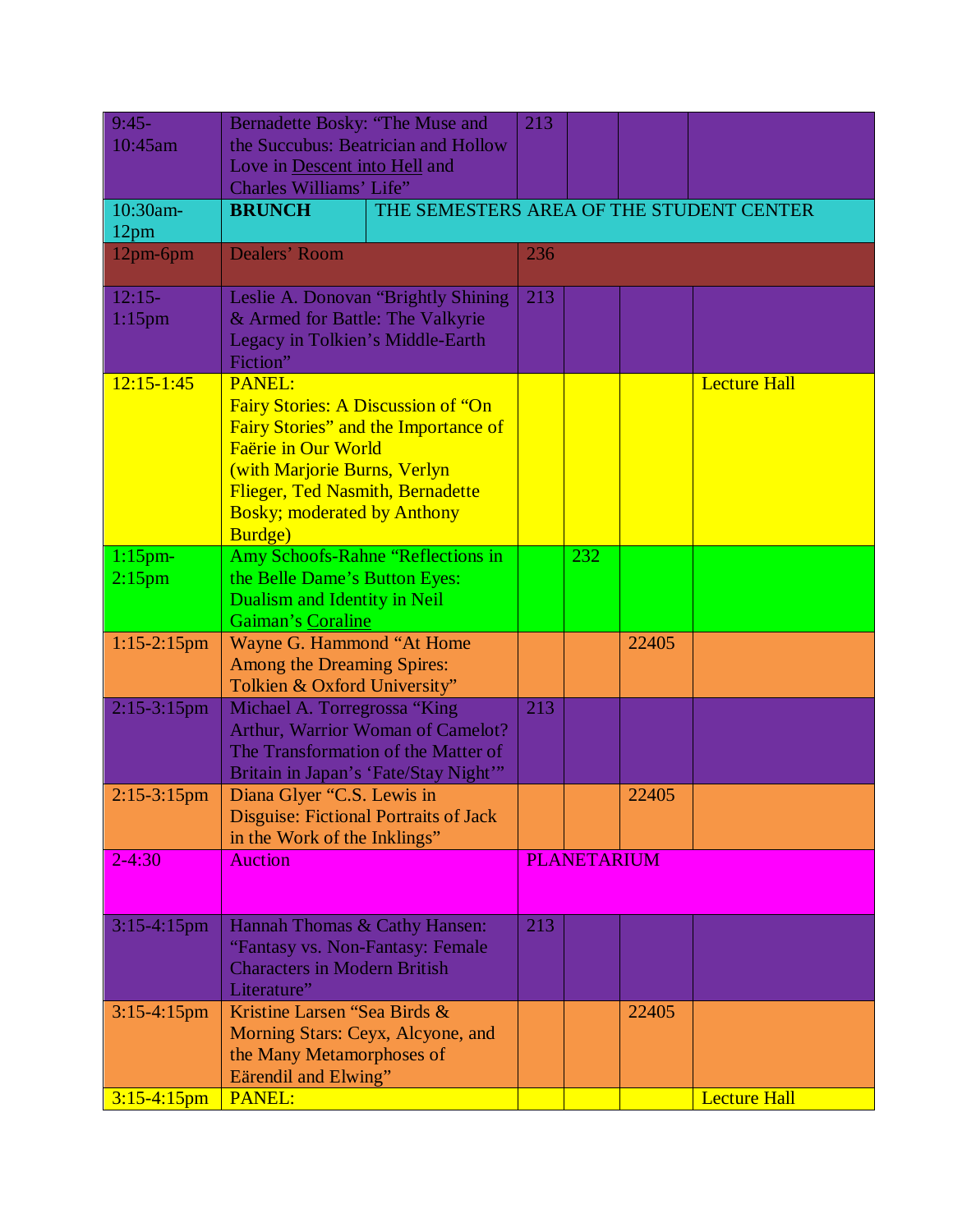| | | | | | |
|---|---|---|---|---|---|
| 9:45-10:45am | Bernadette Bosky: "The Muse and the Succubus: Beatrician and Hollow Love in Descent into Hell and Charles Williams' Life" | 213 | | | |
| 10:30am-12pm | **BRUNCH** | THE SEMESTERS AREA OF THE STUDENT CENTER | | | |
| 12pm-6pm | Dealers' Room | 236 | | | |
| 12:15-1:15pm | Leslie A. Donovan "Brightly Shining & Armed for Battle: The Valkyrie Legacy in Tolkien's Middle-Earth Fiction" | 213 | | | |
| 12:15-1:45 | PANEL: Fairy Stories: A Discussion of "On Fairy Stories" and the Importance of Faërie in Our World (with Marjorie Burns, Verlyn Flieger, Ted Nasmith, Bernadette Bosky; moderated by Anthony Burdge) | | | | Lecture Hall |
| 1:15pm-2:15pm | Amy Schoofs-Rahne "Reflections in the Belle Dame's Button Eyes: Dualism and Identity in Neil Gaiman's Coraline | | 232 | | |
| 1:15-2:15pm | Wayne G. Hammond "At Home Among the Dreaming Spires: Tolkien & Oxford University" | | | 22405 | |
| 2:15-3:15pm | Michael A. Torregrossa "King Arthur, Warrior Woman of Camelot? The Transformation of the Matter of Britain in Japan's 'Fate/Stay Night'" | 213 | | | |
| 2:15-3:15pm | Diana Glyer "C.S. Lewis in Disguise: Fictional Portraits of Jack in the Work of the Inklings" | | | 22405 | |
| 2-4:30 | Auction | PLANETARIUM | | | |
| 3:15-4:15pm | Hannah Thomas & Cathy Hansen: "Fantasy vs. Non-Fantasy: Female Characters in Modern British Literature" | 213 | | | |
| 3:15-4:15pm | Kristine Larsen "Sea Birds & Morning Stars: Ceyx, Alcyone, and the Many Metamorphoses of Eärendil and Elwing" | | | 22405 | |
| 3:15-4:15pm | PANEL: | | | | Lecture Hall |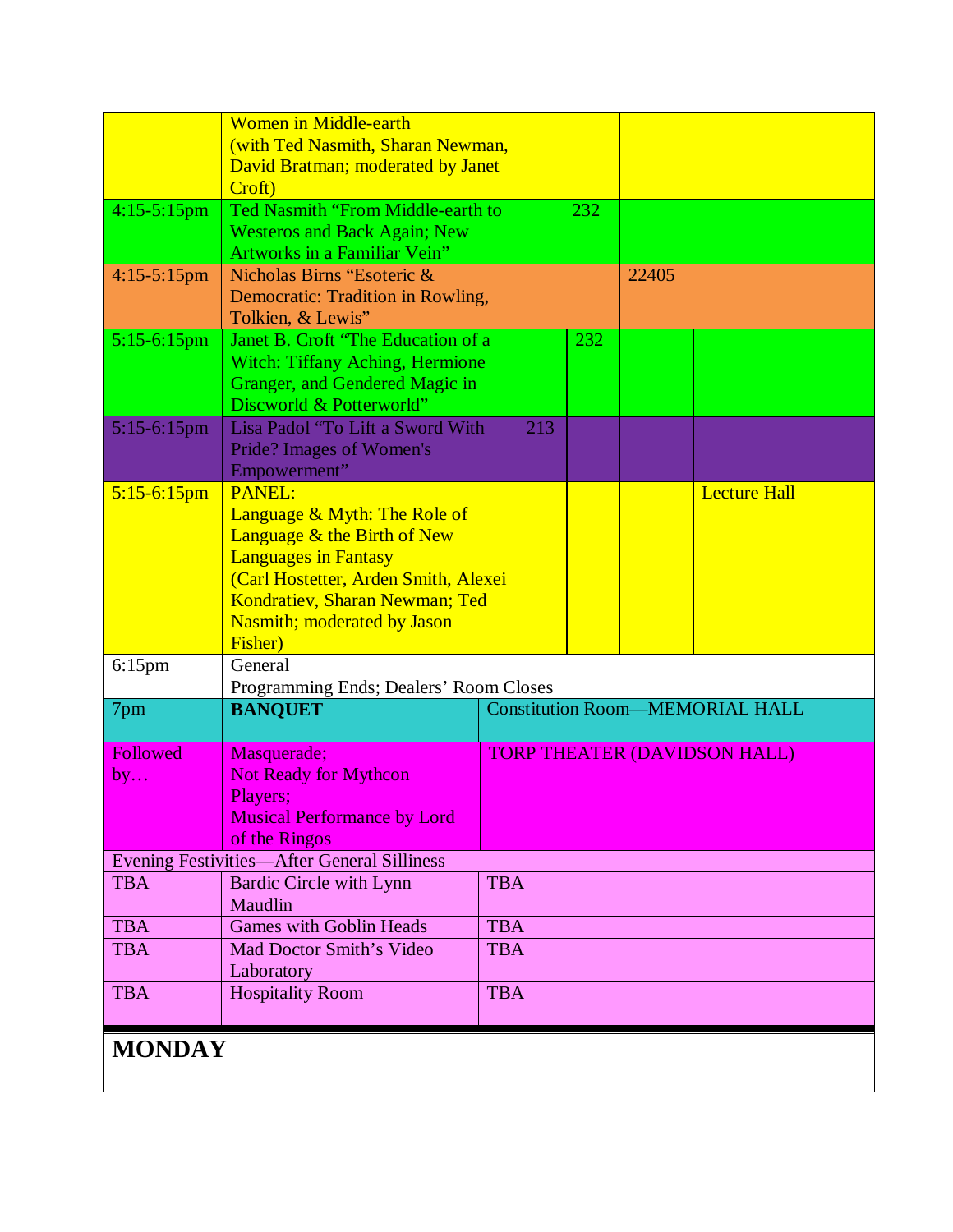| | | | | | |
|---|---|---|---|---|---|
| | Women in Middle-earth (with Ted Nasmith, Sharan Newman, David Bratman; moderated by Janet Croft) | | | | |
| 4:15-5:15pm | Ted Nasmith "From Middle-earth to Westeros and Back Again; New Artworks in a Familiar Vein" | | 232 | | |
| 4:15-5:15pm | Nicholas Birns "Esoteric & Democratic: Tradition in Rowling, Tolkien, & Lewis" | | | 22405 | |
| 5:15-6:15pm | Janet B. Croft "The Education of a Witch: Tiffany Aching, Hermione Granger, and Gendered Magic in Discworld & Potterworld" | | 232 | | |
| 5:15-6:15pm | Lisa Padol "To Lift a Sword With Pride? Images of Women's Empowerment" | 213 | | | |
| 5:15-6:15pm | PANEL: Language & Myth: The Role of Language & the Birth of New Languages in Fantasy (Carl Hostetter, Arden Smith, Alexei Kondratiev, Sharan Newman; Ted Nasmith; moderated by Jason Fisher) | | | | Lecture Hall |
| 6:15pm | General Programming Ends; Dealers' Room Closes | | | | |
| 7pm | **BANQUET** | Constitution Room—MEMORIAL HALL | | | |
| Followed by… | Masquerade; Not Ready for Mythcon Players; Musical Performance by Lord of the Ringos | TORP THEATER (DAVIDSON HALL) | | | |
| Evening Festivities—After General Silliness | | | | | |
| TBA | Bardic Circle with Lynn Maudlin | TBA | | | |
| TBA | Games with Goblin Heads | TBA | | | |
| TBA | Mad Doctor Smith's Video Laboratory | TBA | | | |
| TBA | Hospitality Room | TBA | | | |

## MONDAY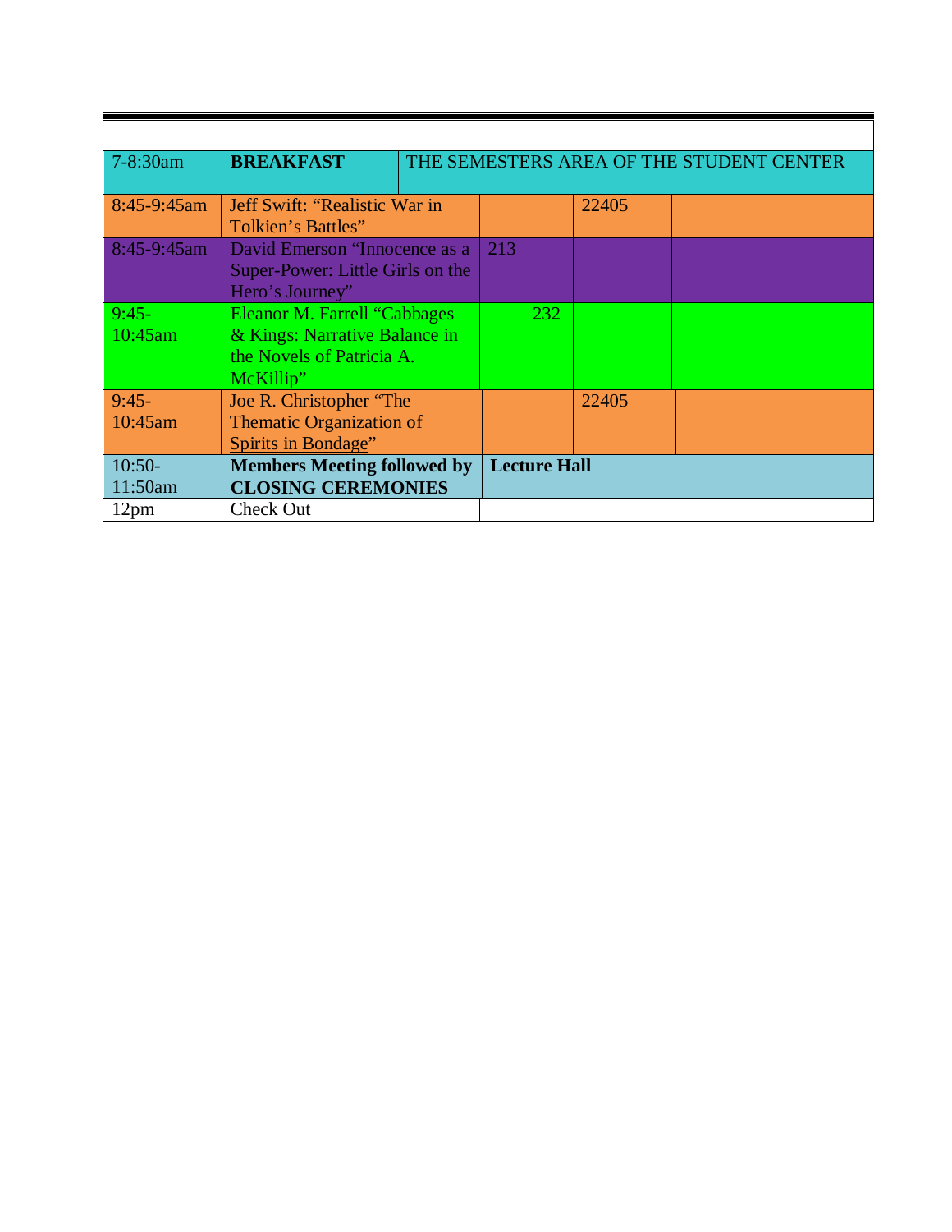| | | | | | |
|---|---|---|---|---|---|
| 7-8:30am | **BREAKFAST** | THE SEMESTERS AREA OF THE STUDENT CENTER | | | |
| 8:45-9:45am | Jeff Swift: “Realistic War in Tolkien’s Battles” | | | 22405 | |
| 8:45-9:45am | David Emerson “Innocence as a Super-Power: Little Girls on the Hero’s Journey” | 213 | | | |
| 9:45-10:45am | Eleanor M. Farrell “Cabbages & Kings: Narrative Balance in the Novels of Patricia A. McKillip” | | 232 | | |
| 9:45-10:45am | Joe R. Christopher “The Thematic Organization of Spirits in Bondage” | | | 22405 | |
| 10:50-11:50am | **Members Meeting followed by CLOSING CEREMONIES** | **Lecture Hall** | | | |
| 12pm | Check Out | | | | |